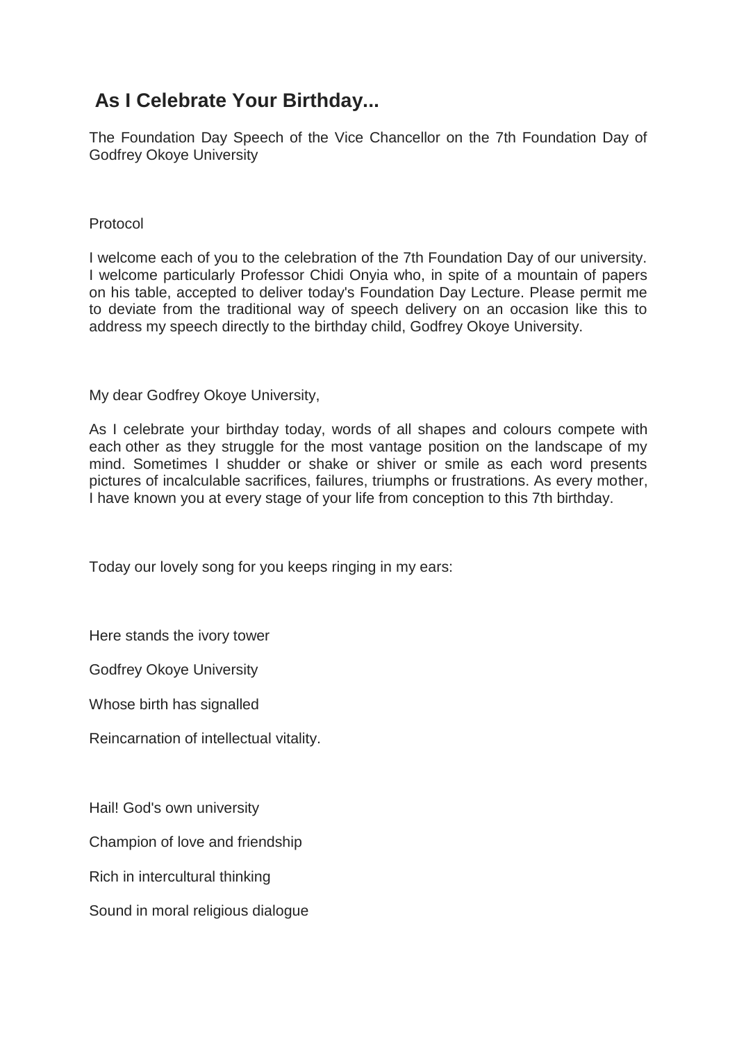# As I Celebrate Your Birthday...

The Foundation Day Speech of the Vice Chancellor on the 7th Foundation Day of Godfrey Okoye University

Protocol

I welcome each of you to the celebration of the 7th Foundation Day of our university. I welcome particularly Professor Chidi Onyia who, in spite of a mountain of papers on his table, accepted to deliver today's Foundation Day Lecture. Please permit me to deviate from the traditional way of speech delivery on an occasion like this to address my speech directly to the birthday child, Godfrey Okoye University.

My dear Godfrey Okoye University,

As I celebrate your birthday today, words of all shapes and colours compete with each other as they struggle for the most vantage position on the landscape of my mind. Sometimes I shudder or shake or shiver or smile as each word presents pictures of incalculable sacrifices, failures, triumphs or frustrations. As every mother, I have known you at every stage of your life from conception to this 7th birthday.

Today our lovely song for you keeps ringing in my ears:

Here stands the ivory tower

Godfrey Okoye University

Whose birth has signalled

Reincarnation of intellectual vitality.

Hail! God's own university

Champion of love and friendship

Rich in intercultural thinking

Sound in moral religious dialogue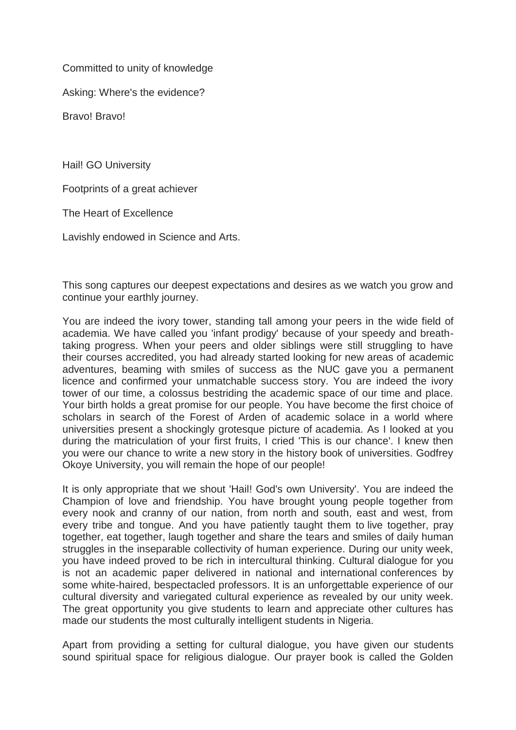Committed to unity of knowledge

Asking: Where's the evidence?

Bravo! Bravo!

Hail! GO University

Footprints of a great achiever

The Heart of Excellence

Lavishly endowed in Science and Arts.

This song captures our deepest expectations and desires as we watch you grow and continue your earthly journey.

You are indeed the ivory tower, standing tall among your peers in the wide field of academia. We have called you 'infant prodigy' because of your speedy and breath-taking progress. When your peers and older siblings were still struggling to have their courses accredited, you had already started looking for new areas of academic adventures, beaming with smiles of success as the NUC gave you a permanent licence and confirmed your unmatchable success story. You are indeed the ivory tower of our time, a colossus bestriding the academic space of our time and place. Your birth holds a great promise for our people. You have become the first choice of scholars in search of the Forest of Arden of academic solace in a world where universities present a shockingly grotesque picture of academia. As I looked at you during the matriculation of your first fruits, I cried 'This is our chance'. I knew then you were our chance to write a new story in the history book of universities. Godfrey Okoye University, you will remain the hope of our people!

It is only appropriate that we shout 'Hail! God's own University'. You are indeed the Champion of love and friendship. You have brought young people together from every nook and cranny of our nation, from north and south, east and west, from every tribe and tongue. And you have patiently taught them to live together, pray together, eat together, laugh together and share the tears and smiles of daily human struggles in the inseparable collectivity of human experience. During our unity week, you have indeed proved to be rich in intercultural thinking. Cultural dialogue for you is not an academic paper delivered in national and international conferences by some white-haired, bespectacled professors. It is an unforgettable experience of our cultural diversity and variegated cultural experience as revealed by our unity week. The great opportunity you give students to learn and appreciate other cultures has made our students the most culturally intelligent students in Nigeria.

Apart from providing a setting for cultural dialogue, you have given our students sound spiritual space for religious dialogue. Our prayer book is called the Golden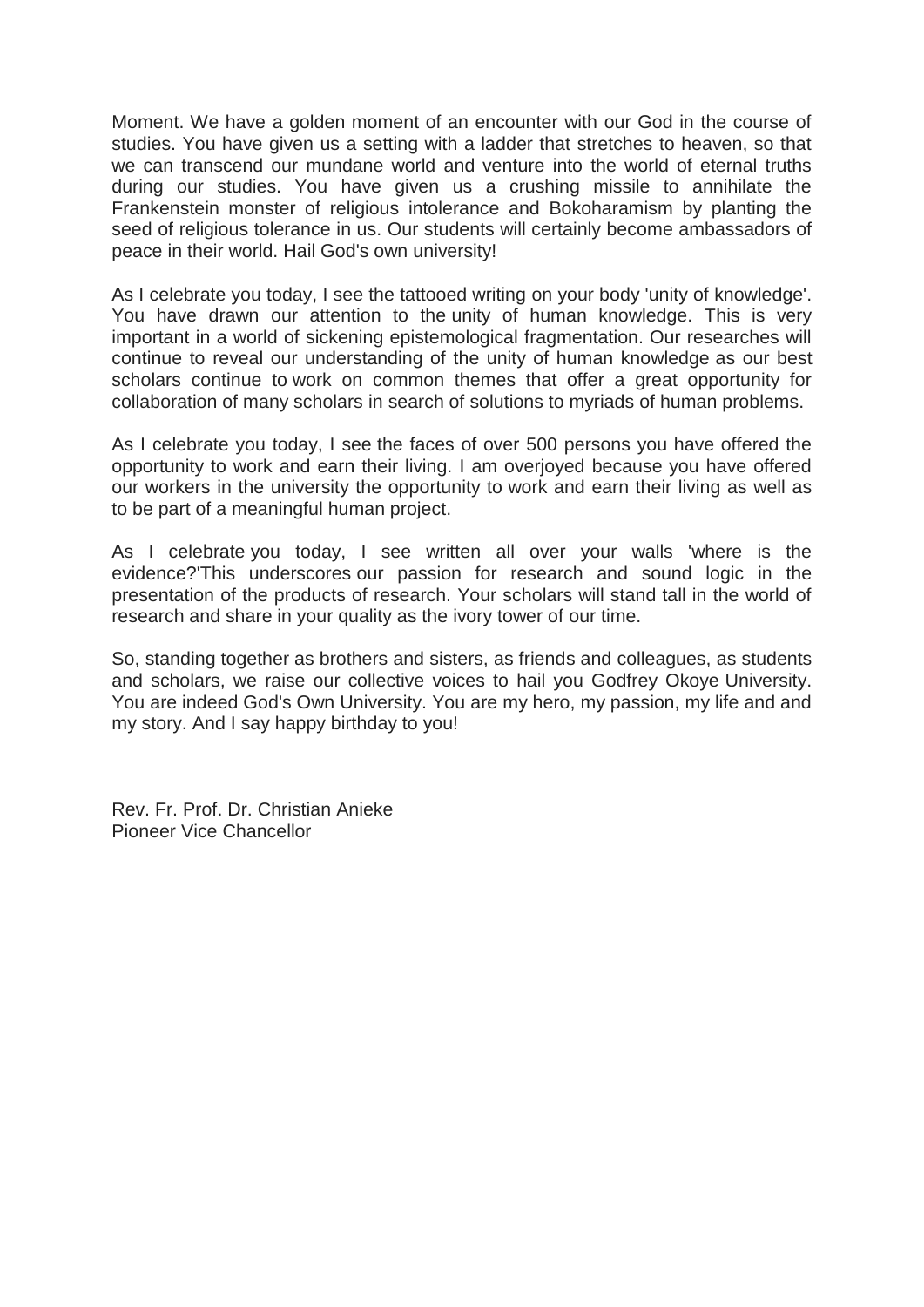Moment. We have a golden moment of an encounter with our God in the course of studies. You have given us a setting with a ladder that stretches to heaven, so that we can transcend our mundane world and venture into the world of eternal truths during our studies. You have given us a crushing missile to annihilate the Frankenstein monster of religious intolerance and Bokoharamism by planting the seed of religious tolerance in us. Our students will certainly become ambassadors of peace in their world. Hail God's own university!

As I celebrate you today, I see the tattooed writing on your body 'unity of knowledge'. You have drawn our attention to the unity of human knowledge. This is very important in a world of sickening epistemological fragmentation. Our researches will continue to reveal our understanding of the unity of human knowledge as our best scholars continue to work on common themes that offer a great opportunity for collaboration of many scholars in search of solutions to myriads of human problems.

As I celebrate you today, I see the faces of over 500 persons you have offered the opportunity to work and earn their living. I am overjoyed because you have offered our workers in the university the opportunity to work and earn their living as well as to be part of a meaningful human project.

As I celebrate you today, I see written all over your walls 'where is the evidence?'This underscores our passion for research and sound logic in the presentation of the products of research. Your scholars will stand tall in the world of research and share in your quality as the ivory tower of our time.

So, standing together as brothers and sisters, as friends and colleagues, as students and scholars, we raise our collective voices to hail you Godfrey Okoye University. You are indeed God's Own University. You are my hero, my passion, my life and and my story. And I say happy birthday to you!

Rev. Fr. Prof. Dr. Christian Anieke
Pioneer Vice Chancellor